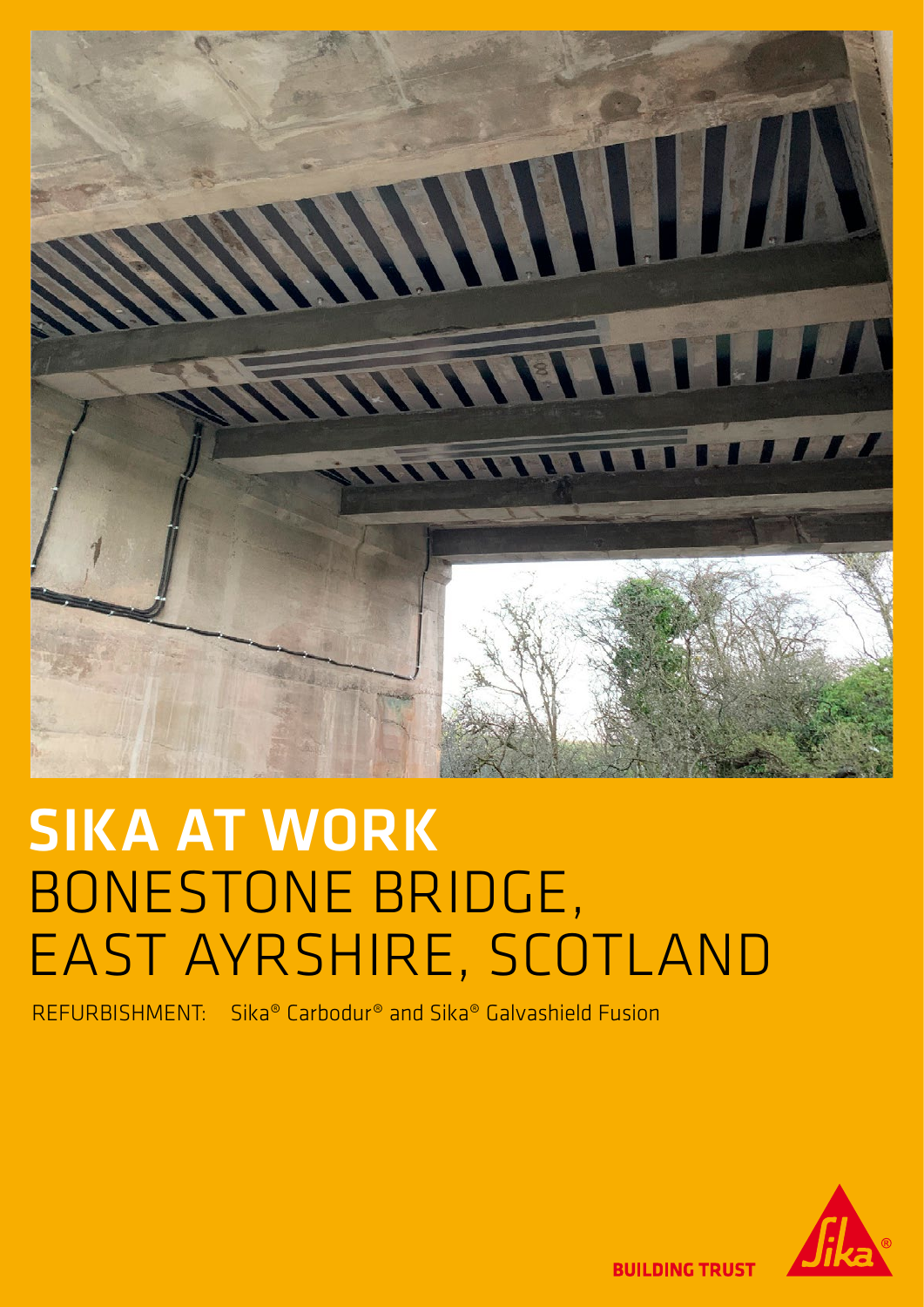# SIKA AT WORK
# BONESTONE BRIDGE, EAST AYRSHIRE, SCOTLAND

REFURBISHMENT: Sika® Carbodur® and Sika® Galvashield Fusion

BUILDING TRUST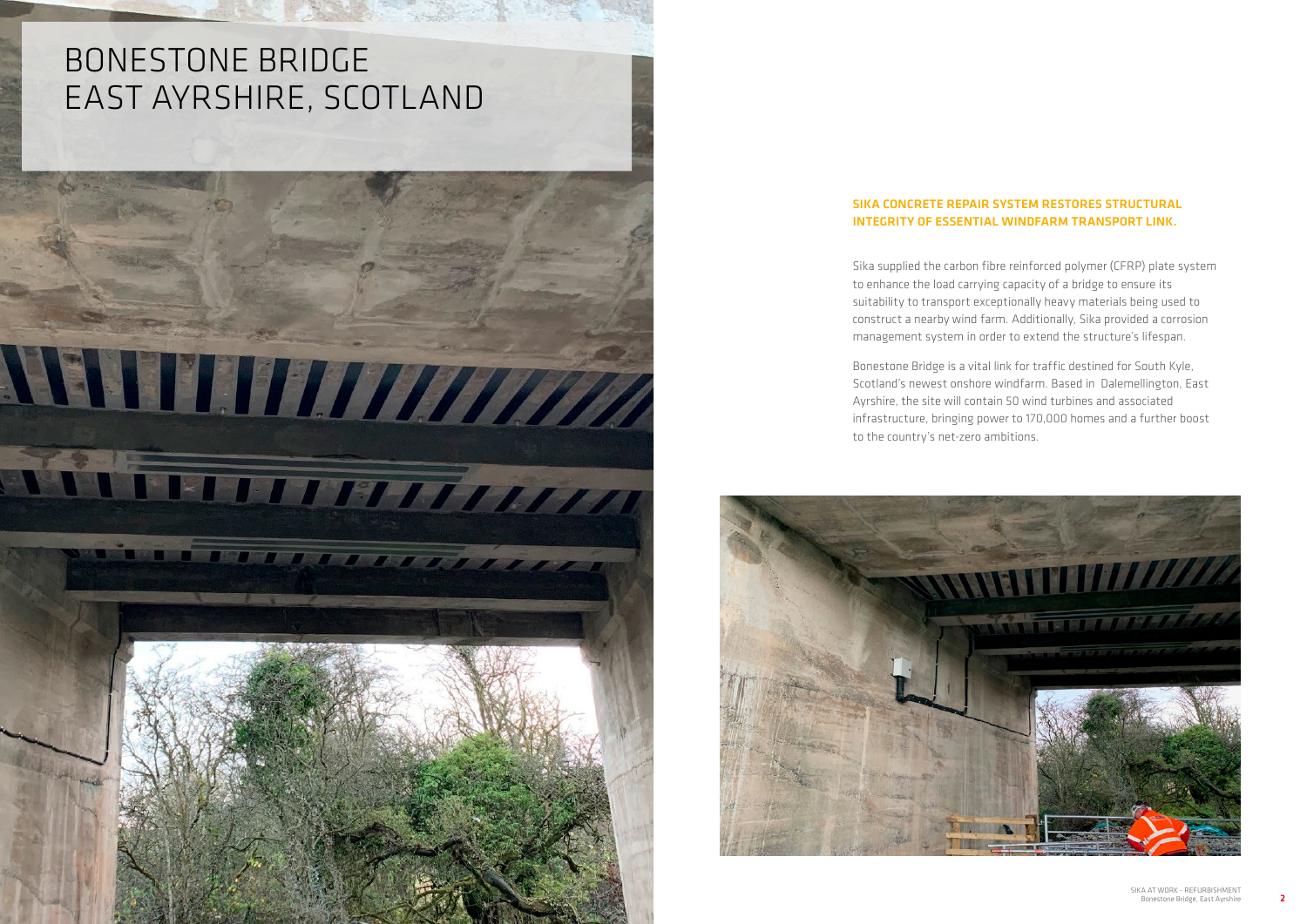# BONESTONE BRIDGE
# EAST AYRSHIRE, SCOTLAND

**SIKA CONCRETE REPAIR SYSTEM RESTORES STRUCTURAL INTEGRITY OF ESSENTIAL WINDFARM TRANSPORT LINK.**

Sika supplied the carbon fibre reinforced polymer (CFRP) plate system to enhance the load carrying capacity of a bridge to ensure its suitability to transport exceptionally heavy materials being used to construct a nearby wind farm. Additionally, Sika provided a corrosion management system in order to extend the structure's lifespan.

Bonestone Bridge is a vital link for traffic destined for South Kyle, Scotland's newest onshore windfarm. Based in Dalemellington, East Ayrshire, the site will contain 50 wind turbines and associated infrastructure, bringing power to 170,000 homes and a further boost to the country's net-zero ambitions.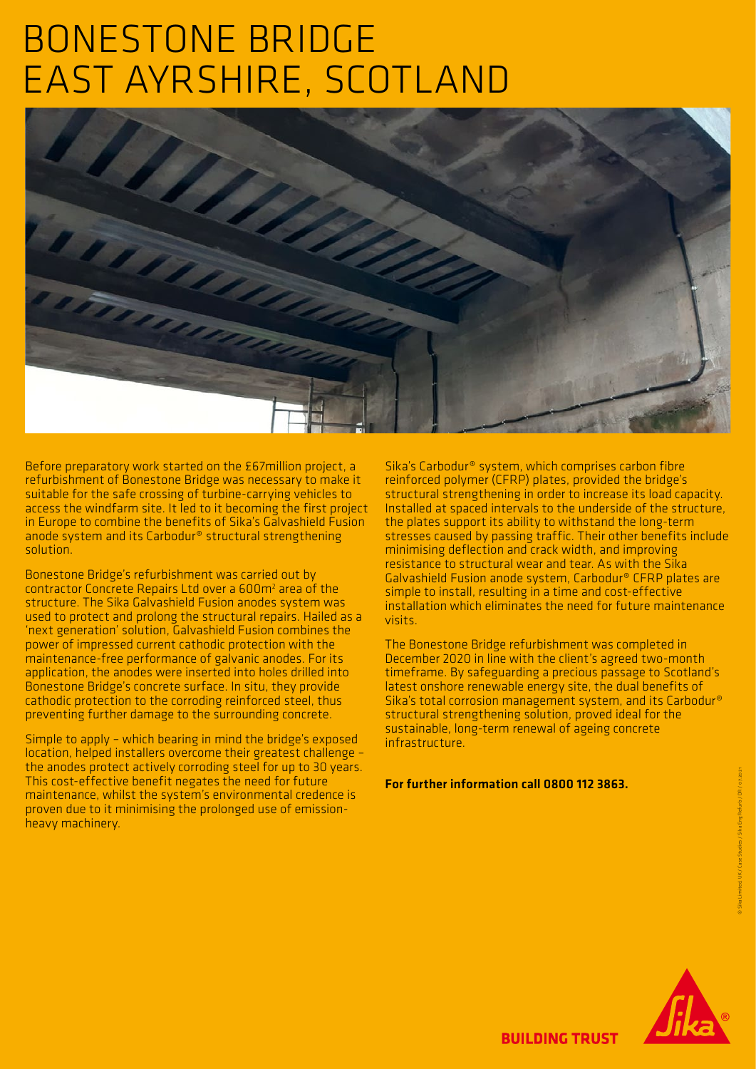# BONESTONE BRIDGE
# EAST AYRSHIRE, SCOTLAND

Before preparatory work started on the £67million project, a refurbishment of Bonestone Bridge was necessary to make it suitable for the safe crossing of turbine-carrying vehicles to access the windfarm site. It led to it becoming the first project in Europe to combine the benefits of Sika's Galvashield Fusion anode system and its Carbodur® structural strengthening solution.

Bonestone Bridge's refurbishment was carried out by contractor Concrete Repairs Ltd over a 600m$^2$ area of the structure. The Sika Galvashield Fusion anodes system was used to protect and prolong the structural repairs. Hailed as a 'next generation' solution, Galvashield Fusion combines the power of impressed current cathodic protection with the maintenance-free performance of galvanic anodes. For its application, the anodes were inserted into holes drilled into Bonestone Bridge's concrete surface. In situ, they provide cathodic protection to the corroding reinforced steel, thus preventing further damage to the surrounding concrete.

Simple to apply – which bearing in mind the bridge's exposed location, helped installers overcome their greatest challenge – the anodes protect actively corroding steel for up to 30 years. This cost-effective benefit negates the need for future maintenance, whilst the system's environmental credence is proven due to it minimising the prolonged use of emission-heavy machinery.

Sika's Carbodur® system, which comprises carbon fibre reinforced polymer (CFRP) plates, provided the bridge's structural strengthening in order to increase its load capacity. Installed at spaced intervals to the underside of the structure, the plates support its ability to withstand the long-term stresses caused by passing traffic. Their other benefits include minimising deflection and crack width, and improving resistance to structural wear and tear. As with the Sika Galvashield Fusion anode system, Carbodur® CFRP plates are simple to install, resulting in a time and cost-effective installation which eliminates the need for future maintenance visits.

The Bonestone Bridge refurbishment was completed in December 2020 in line with the client's agreed two-month timeframe. By safeguarding a precious passage to Scotland's latest onshore renewable energy site, the dual benefits of Sika's total corrosion management system, and its Carbodur® structural strengthening solution, proved ideal for the sustainable, long-term renewal of ageing concrete infrastructure.

**For further information call 0800 112 3863.**

**BUILDING TRUST**